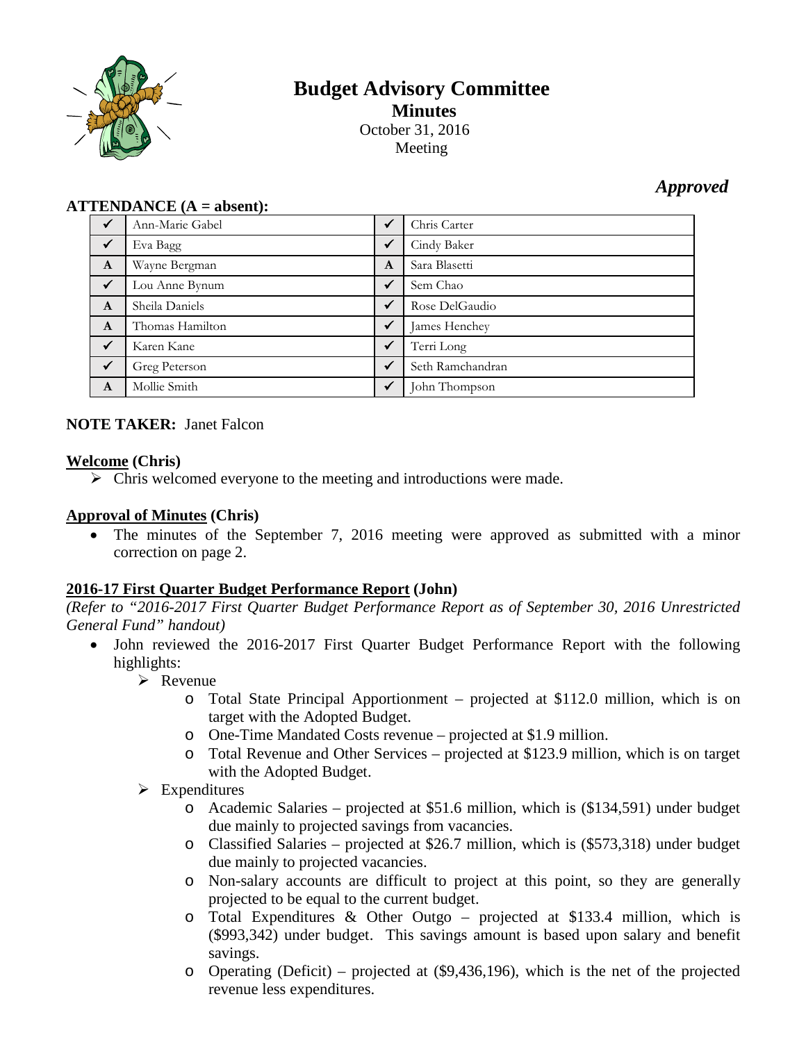# Budget Advisory Committee

## Minutes

October 31, 2016
Meeting

***Approved***

**ATTENDANCE (A = absent):**

| | | | |
|---|---|---|---|
| ✓ | Ann-Marie Gabel | ✓ | Chris Carter |
| ✓ | Eva Bagg | ✓ | Cindy Baker |
| A | Wayne Bergman | A | Sara Blasetti |
| ✓ | Lou Anne Bynum | ✓ | Sem Chao |
| A | Sheila Daniels | ✓ | Rose DelGaudio |
| A | Thomas Hamilton | ✓ | James Henchey |
| ✓ | Karen Kane | ✓ | Terri Long |
| ✓ | Greg Peterson | ✓ | Seth Ramchandran |
| A | Mollie Smith | ✓ | John Thompson |

**NOTE TAKER:** Janet Falcon

**Welcome (Chris)**

- Chris welcomed everyone to the meeting and introductions were made.

**Approval of Minutes (Chris)**

- The minutes of the September 7, 2016 meeting were approved as submitted with a minor correction on page 2.

**2016-17 First Quarter Budget Performance Report (John)**

*(Refer to "2016-2017 First Quarter Budget Performance Report as of September 30, 2016 Unrestricted General Fund" handout)*

- John reviewed the 2016-2017 First Quarter Budget Performance Report with the following highlights:
  - Revenue
    - Total State Principal Apportionment – projected at $112.0 million, which is on target with the Adopted Budget.
    - One-Time Mandated Costs revenue – projected at $1.9 million.
    - Total Revenue and Other Services – projected at $123.9 million, which is on target with the Adopted Budget.
  - Expenditures
    - Academic Salaries – projected at $51.6 million, which is ($134,591) under budget due mainly to projected savings from vacancies.
    - Classified Salaries – projected at $26.7 million, which is ($573,318) under budget due mainly to projected vacancies.
    - Non-salary accounts are difficult to project at this point, so they are generally projected to be equal to the current budget.
    - Total Expenditures & Other Outgo – projected at $133.4 million, which is ($993,342) under budget. This savings amount is based upon salary and benefit savings.
    - Operating (Deficit) – projected at ($9,436,196), which is the net of the projected revenue less expenditures.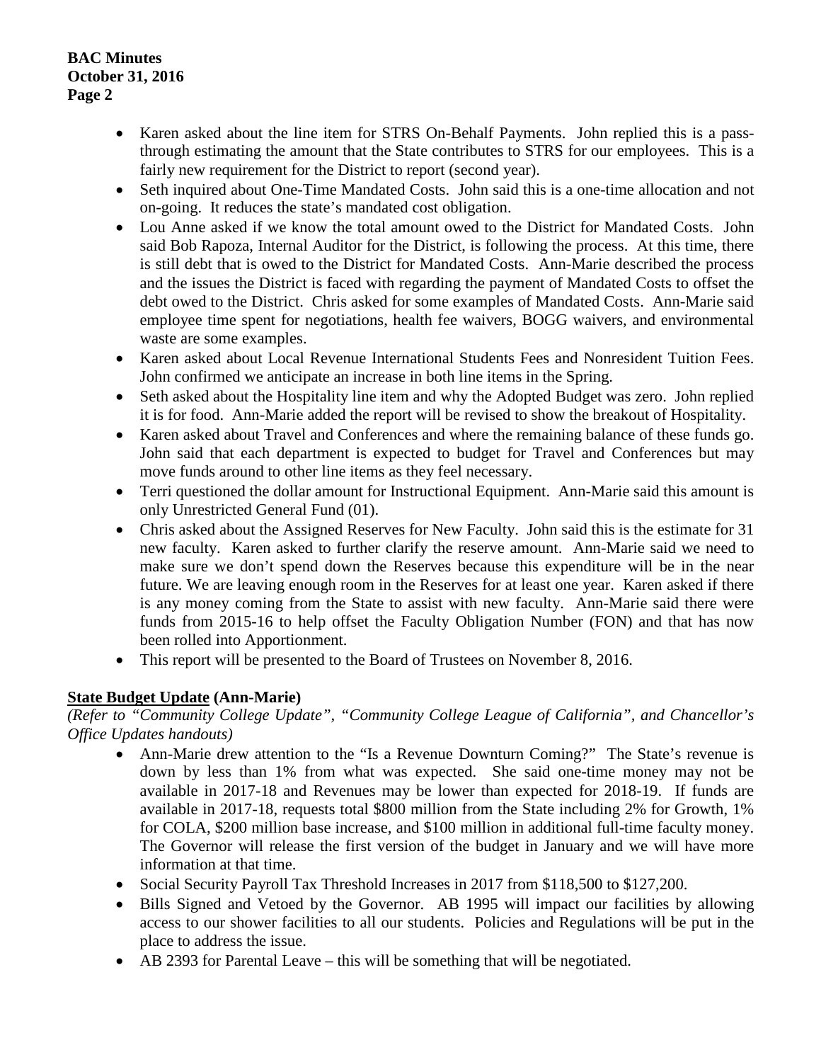- Karen asked about the line item for STRS On-Behalf Payments. John replied this is a pass-through estimating the amount that the State contributes to STRS for our employees. This is a fairly new requirement for the District to report (second year).
- Seth inquired about One-Time Mandated Costs. John said this is a one-time allocation and not on-going. It reduces the state's mandated cost obligation.
- Lou Anne asked if we know the total amount owed to the District for Mandated Costs. John said Bob Rapoza, Internal Auditor for the District, is following the process. At this time, there is still debt that is owed to the District for Mandated Costs. Ann-Marie described the process and the issues the District is faced with regarding the payment of Mandated Costs to offset the debt owed to the District. Chris asked for some examples of Mandated Costs. Ann-Marie said employee time spent for negotiations, health fee waivers, BOGG waivers, and environmental waste are some examples.
- Karen asked about Local Revenue International Students Fees and Nonresident Tuition Fees. John confirmed we anticipate an increase in both line items in the Spring.
- Seth asked about the Hospitality line item and why the Adopted Budget was zero. John replied it is for food. Ann-Marie added the report will be revised to show the breakout of Hospitality.
- Karen asked about Travel and Conferences and where the remaining balance of these funds go. John said that each department is expected to budget for Travel and Conferences but may move funds around to other line items as they feel necessary.
- Terri questioned the dollar amount for Instructional Equipment. Ann-Marie said this amount is only Unrestricted General Fund (01).
- Chris asked about the Assigned Reserves for New Faculty. John said this is the estimate for 31 new faculty. Karen asked to further clarify the reserve amount. Ann-Marie said we need to make sure we don't spend down the Reserves because this expenditure will be in the near future. We are leaving enough room in the Reserves for at least one year. Karen asked if there is any money coming from the State to assist with new faculty. Ann-Marie said there were funds from 2015-16 to help offset the Faculty Obligation Number (FON) and that has now been rolled into Apportionment.
- This report will be presented to the Board of Trustees on November 8, 2016.

**<u>State Budget Update</u> (Ann-Marie)**

*(Refer to "Community College Update", "Community College League of California", and Chancellor's Office Updates handouts)*

- Ann-Marie drew attention to the "Is a Revenue Downturn Coming?" The State's revenue is down by less than 1% from what was expected. She said one-time money may not be available in 2017-18 and Revenues may be lower than expected for 2018-19. If funds are available in 2017-18, requests total $800 million from the State including 2% for Growth, 1% for COLA, $200 million base increase, and $100 million in additional full-time faculty money. The Governor will release the first version of the budget in January and we will have more information at that time.
- Social Security Payroll Tax Threshold Increases in 2017 from $118,500 to $127,200.
- Bills Signed and Vetoed by the Governor. AB 1995 will impact our facilities by allowing access to our shower facilities to all our students. Policies and Regulations will be put in the place to address the issue.
- AB 2393 for Parental Leave – this will be something that will be negotiated.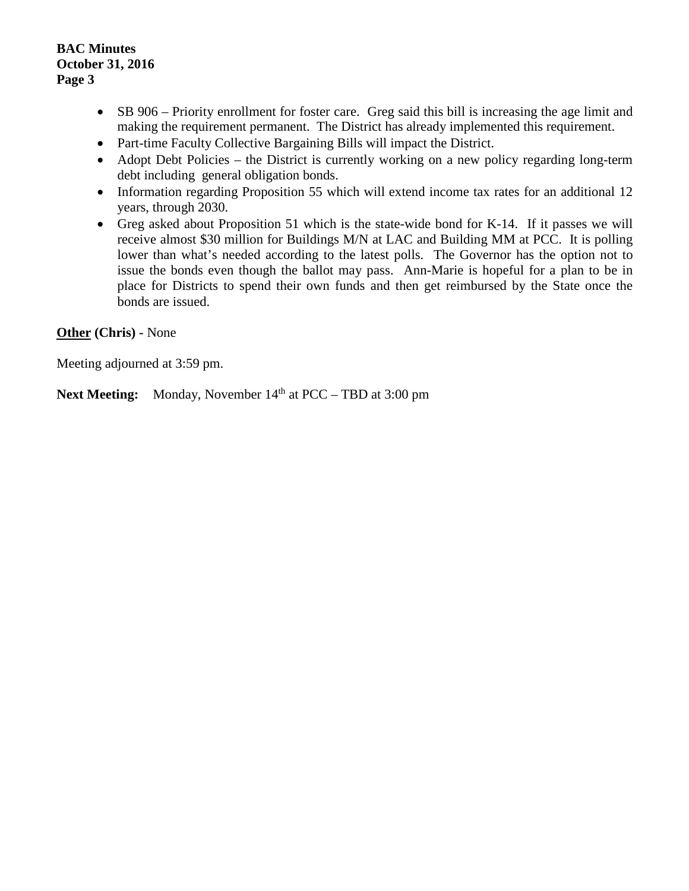- SB 906 – Priority enrollment for foster care. Greg said this bill is increasing the age limit and making the requirement permanent. The District has already implemented this requirement.
- Part-time Faculty Collective Bargaining Bills will impact the District.
- Adopt Debt Policies – the District is currently working on a new policy regarding long-term debt including general obligation bonds.
- Information regarding Proposition 55 which will extend income tax rates for an additional 12 years, through 2030.
- Greg asked about Proposition 51 which is the state-wide bond for K-14. If it passes we will receive almost $30 million for Buildings M/N at LAC and Building MM at PCC. It is polling lower than what's needed according to the latest polls. The Governor has the option not to issue the bonds even though the ballot may pass. Ann-Marie is hopeful for a plan to be in place for Districts to spend their own funds and then get reimbursed by the State once the bonds are issued.

**Other (Chris) -** None

Meeting adjourned at 3:59 pm.

**Next Meeting:** Monday, November 14th at PCC – TBD at 3:00 pm